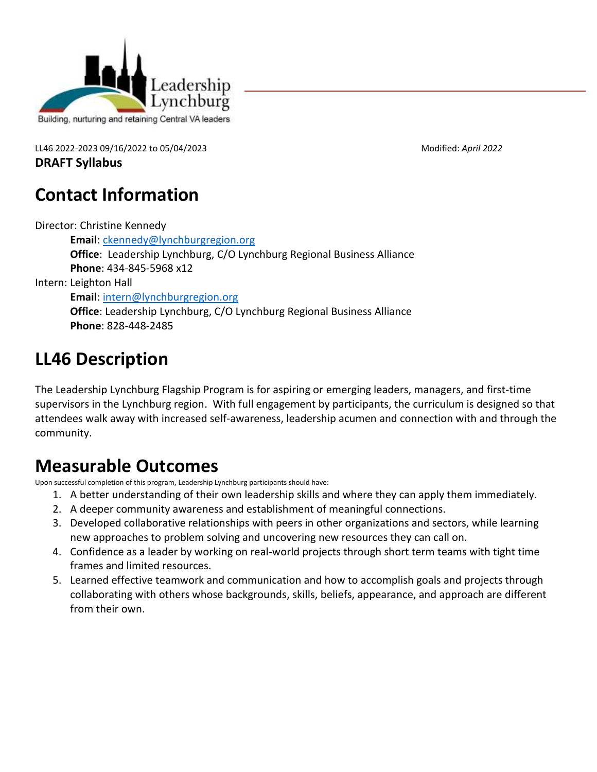Leadership Lynchburg

Building, nurturing and retaining Central VA leaders

LL46 2022-2023 09/16/2022 to 05/04/2023 Modified: *April 2022*

**DRAFT Syllabus**

# Contact Information

Director: Christine Kennedy

- **Email**: ckennedy@lynchburgregion.org
- **Office**: Leadership Lynchburg, C/O Lynchburg Regional Business Alliance
- **Phone**: 434-845-5968 x12

Intern: Leighton Hall

- **Email**: intern@lynchburgregion.org
- **Office**: Leadership Lynchburg, C/O Lynchburg Regional Business Alliance
- **Phone**: 828-448-2485

# LL46 Description

The Leadership Lynchburg Flagship Program is for aspiring or emerging leaders, managers, and first-time supervisors in the Lynchburg region. With full engagement by participants, the curriculum is designed so that attendees walk away with increased self-awareness, leadership acumen and connection with and through the community.

# Measurable Outcomes

Upon successful completion of this program, Leadership Lynchburg participants should have:

1. A better understanding of their own leadership skills and where they can apply them immediately.
2. A deeper community awareness and establishment of meaningful connections.
3. Developed collaborative relationships with peers in other organizations and sectors, while learning new approaches to problem solving and uncovering new resources they can call on.
4. Confidence as a leader by working on real-world projects through short term teams with tight time frames and limited resources.
5. Learned effective teamwork and communication and how to accomplish goals and projects through collaborating with others whose backgrounds, skills, beliefs, appearance, and approach are different from their own.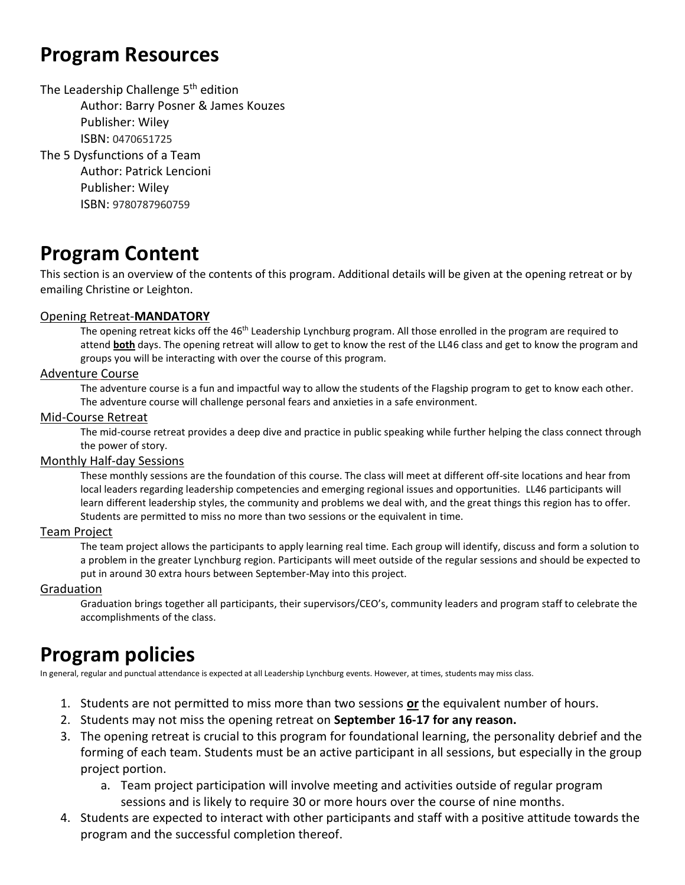# Program Resources

The Leadership Challenge 5th edition

Author: Barry Posner & James Kouzes
Publisher: Wiley
ISBN: 0470651725

The 5 Dysfunctions of a Team

Author: Patrick Lencioni
Publisher: Wiley
ISBN: 9780787960759

# Program Content

This section is an overview of the contents of this program. Additional details will be given at the opening retreat or by emailing Christine or Leighton.

## Opening Retreat-**MANDATORY**

The opening retreat kicks off the 46th Leadership Lynchburg program. All those enrolled in the program are required to attend **both** days. The opening retreat will allow to get to know the rest of the LL46 class and get to know the program and groups you will be interacting with over the course of this program.

## Adventure Course

The adventure course is a fun and impactful way to allow the students of the Flagship program to get to know each other. The adventure course will challenge personal fears and anxieties in a safe environment.

## Mid-Course Retreat

The mid-course retreat provides a deep dive and practice in public speaking while further helping the class connect through the power of story.

## Monthly Half-day Sessions

These monthly sessions are the foundation of this course. The class will meet at different off-site locations and hear from local leaders regarding leadership competencies and emerging regional issues and opportunities. LL46 participants will learn different leadership styles, the community and problems we deal with, and the great things this region has to offer. Students are permitted to miss no more than two sessions or the equivalent in time.

## Team Project

The team project allows the participants to apply learning real time. Each group will identify, discuss and form a solution to a problem in the greater Lynchburg region. Participants will meet outside of the regular sessions and should be expected to put in around 30 extra hours between September-May into this project.

## Graduation

Graduation brings together all participants, their supervisors/CEO's, community leaders and program staff to celebrate the accomplishments of the class.

# Program policies

In general, regular and punctual attendance is expected at all Leadership Lynchburg events. However, at times, students may miss class.

1. Students are not permitted to miss more than two sessions **or** the equivalent number of hours.
2. Students may not miss the opening retreat on **September 16-17 for any reason.**
3. The opening retreat is crucial to this program for foundational learning, the personality debrief and the forming of each team. Students must be an active participant in all sessions, but especially in the group project portion.
    a. Team project participation will involve meeting and activities outside of regular program sessions and is likely to require 30 or more hours over the course of nine months.
4. Students are expected to interact with other participants and staff with a positive attitude towards the program and the successful completion thereof.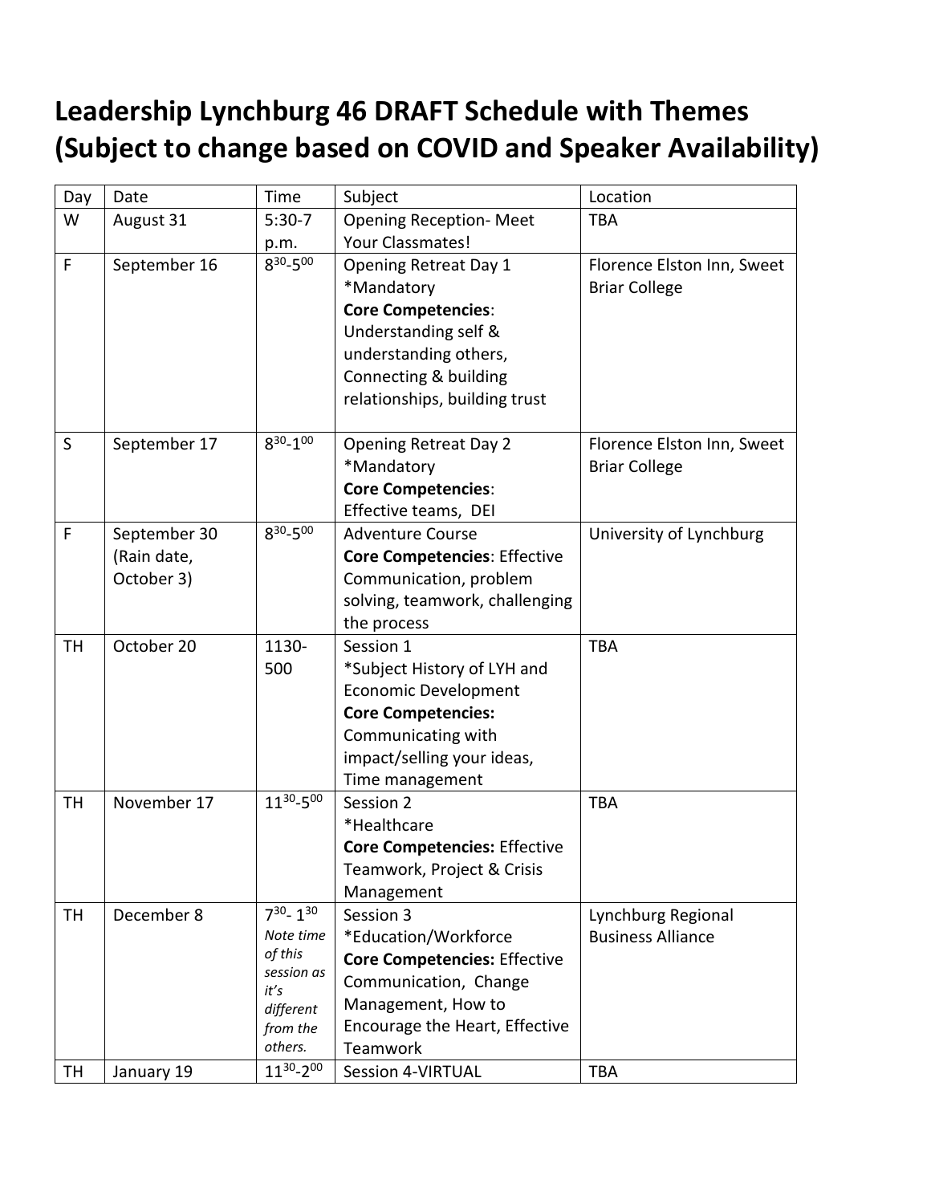# Leadership Lynchburg 46 DRAFT Schedule with Themes (Subject to change based on COVID and Speaker Availability)

| Day | Date | Time | Subject | Location |
|---|---|---|---|---|
| W | August 31 | 5:30-7 p.m. | Opening Reception- Meet Your Classmates! | TBA |
| F | September 16 | $8^{30}$-$5^{00}$ | Opening Retreat Day 1 *Mandatory **Core Competencies**: Understanding self & understanding others, Connecting & building relationships, building trust | Florence Elston Inn, Sweet Briar College |
| S | September 17 | $8^{30}$-$1^{00}$ | Opening Retreat Day 2 *Mandatory **Core Competencies**: Effective teams, DEI | Florence Elston Inn, Sweet Briar College |
| F | September 30 (Rain date, October 3) | $8^{30}$-$5^{00}$ | Adventure Course **Core Competencies**: Effective Communication, problem solving, teamwork, challenging the process | University of Lynchburg |
| TH | October 20 | 1130-500 | Session 1 *Subject History of LYH and Economic Development **Core Competencies:** Communicating with impact/selling your ideas, Time management | TBA |
| TH | November 17 | $11^{30}$-$5^{00}$ | Session 2 *Healthcare **Core Competencies:** Effective Teamwork, Project & Crisis Management | TBA |
| TH | December 8 | $7^{30}$- $1^{30}$ *Note time of this session as it's different from the others.* | Session 3 *Education/Workforce **Core Competencies:** Effective Communication, Change Management, How to Encourage the Heart, Effective Teamwork | Lynchburg Regional Business Alliance |
| TH | January 19 | $11^{30}$-$2^{00}$ | Session 4-VIRTUAL | TBA |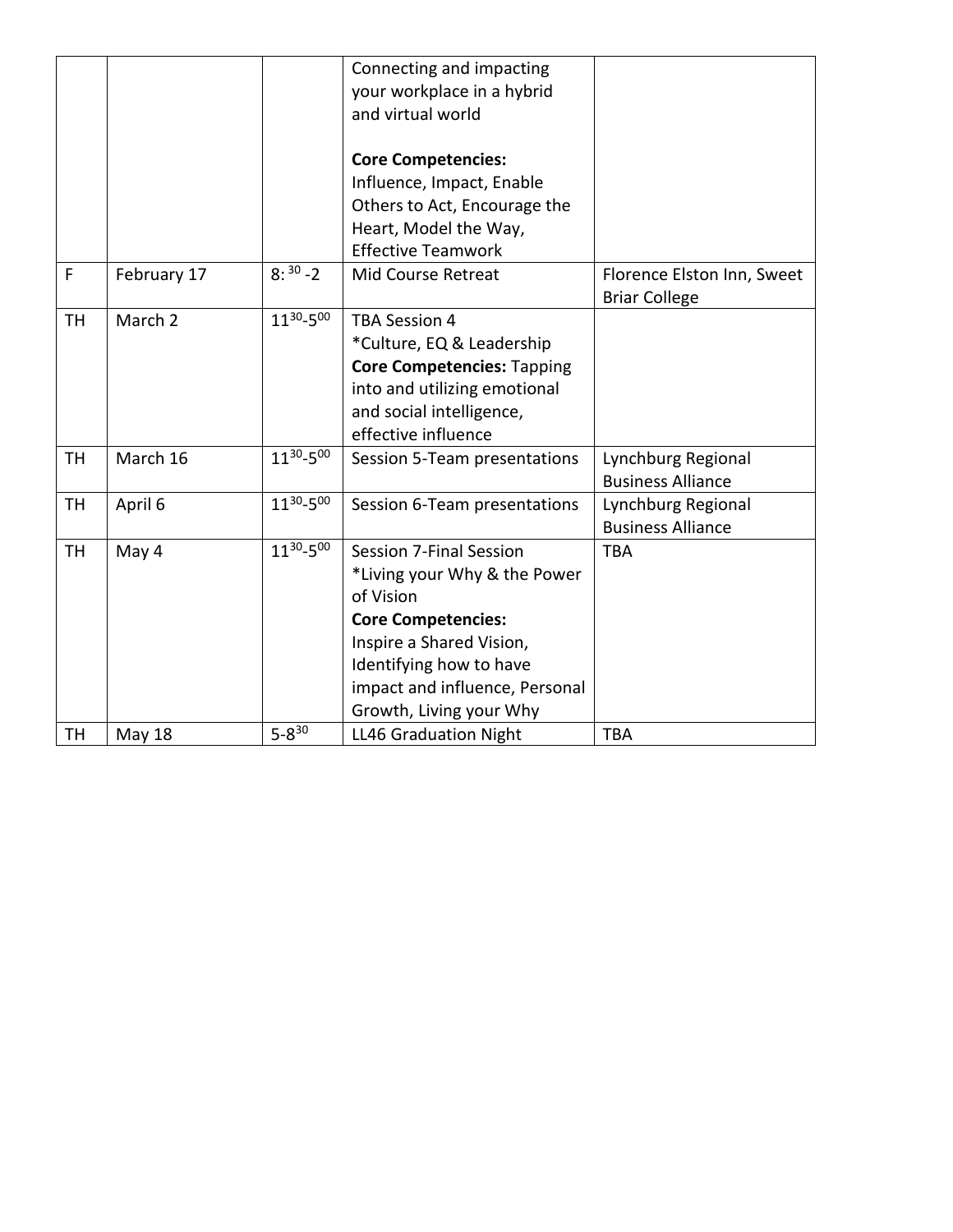| | | | | |
|---|---|---|---|---|
| | | | Connecting and impacting your workplace in a hybrid and virtual world<br><br>**Core Competencies:** Influence, Impact, Enable Others to Act, Encourage the Heart, Model the Way, Effective Teamwork | |
| F | February 17 | $8:^{30}$-2 | Mid Course Retreat | Florence Elston Inn, Sweet Briar College |
| TH | March 2 | $11^{30}$-$5^{00}$ | TBA Session 4<br>*Culture, EQ & Leadership<br>**Core Competencies:** Tapping into and utilizing emotional and social intelligence, effective influence | |
| TH | March 16 | $11^{30}$-$5^{00}$ | Session 5-Team presentations | Lynchburg Regional Business Alliance |
| TH | April 6 | $11^{30}$-$5^{00}$ | Session 6-Team presentations | Lynchburg Regional Business Alliance |
| TH | May 4 | $11^{30}$-$5^{00}$ | Session 7-Final Session<br>*Living your Why & the Power of Vision<br>**Core Competencies:** Inspire a Shared Vision, Identifying how to have impact and influence, Personal Growth, Living your Why | TBA |
| TH | May 18 | 5-$8^{30}$ | LL46 Graduation Night | TBA |